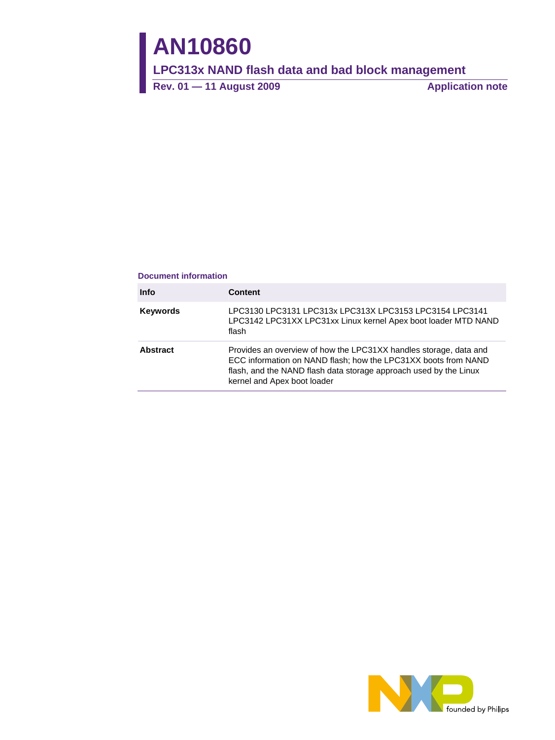# AN10860

## LPC313x NAND flash data and bad block management

**Rev. 01 — 11 August 2009** **Application note**

### Document information

| Info | Content |
|---|---|
| **Keywords** | LPC3130 LPC3131 LPC313x LPC313X LPC3153 LPC3154 LPC3141 LPC3142 LPC31XX LPC31xx Linux kernel Apex boot loader MTD NAND flash |
| **Abstract** | Provides an overview of how the LPC31XX handles storage, data and ECC information on NAND flash; how the LPC31XX boots from NAND flash, and the NAND flash data storage approach used by the Linux kernel and Apex boot loader |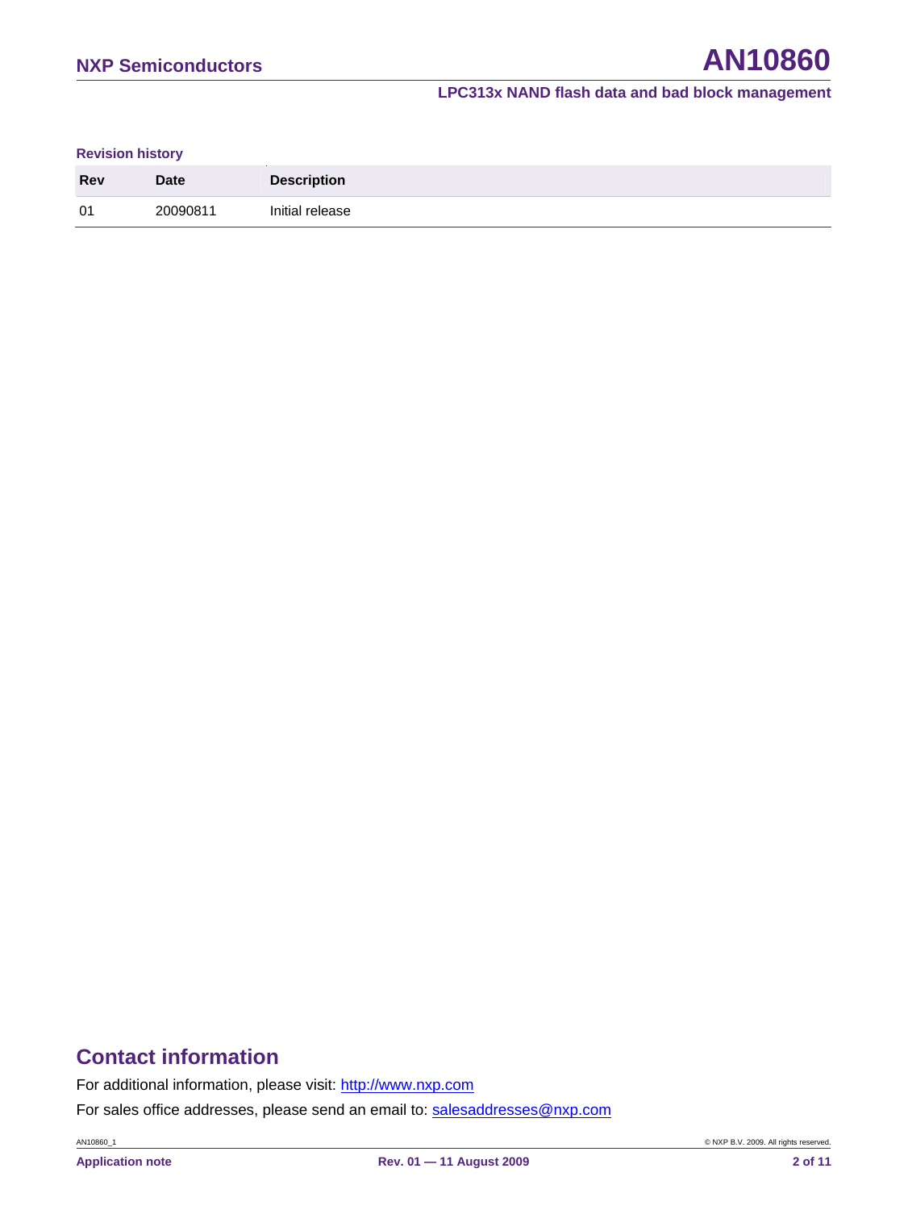**Revision history**

| Rev | Date | Description |
|---|---|---|
| 01 | 20090811 | Initial release |

# Contact information

For additional information, please visit: http://www.nxp.com

For sales office addresses, please send an email to: salesaddresses@nxp.com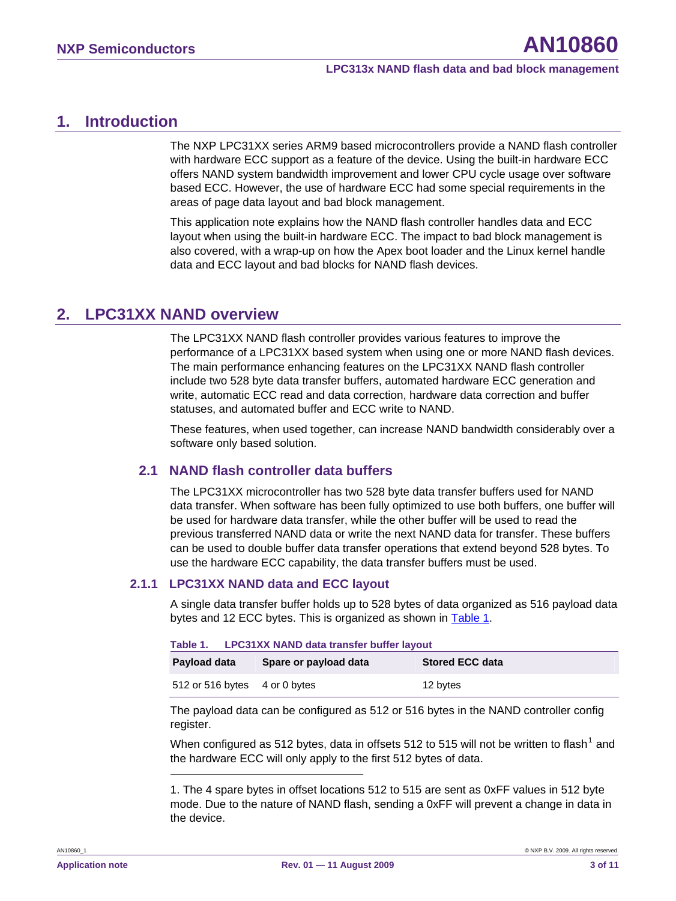# 1. Introduction

The NXP LPC31XX series ARM9 based microcontrollers provide a NAND flash controller with hardware ECC support as a feature of the device. Using the built-in hardware ECC offers NAND system bandwidth improvement and lower CPU cycle usage over software based ECC. However, the use of hardware ECC had some special requirements in the areas of page data layout and bad block management.

This application note explains how the NAND flash controller handles data and ECC layout when using the built-in hardware ECC. The impact to bad block management is also covered, with a wrap-up on how the Apex boot loader and the Linux kernel handle data and ECC layout and bad blocks for NAND flash devices.

# 2. LPC31XX NAND overview

The LPC31XX NAND flash controller provides various features to improve the performance of a LPC31XX based system when using one or more NAND flash devices. The main performance enhancing features on the LPC31XX NAND flash controller include two 528 byte data transfer buffers, automated hardware ECC generation and write, automatic ECC read and data correction, hardware data correction and buffer statuses, and automated buffer and ECC write to NAND.

These features, when used together, can increase NAND bandwidth considerably over a software only based solution.

## 2.1 NAND flash controller data buffers

The LPC31XX microcontroller has two 528 byte data transfer buffers used for NAND data transfer. When software has been fully optimized to use both buffers, one buffer will be used for hardware data transfer, while the other buffer will be used to read the previous transferred NAND data or write the next NAND data for transfer. These buffers can be used to double buffer data transfer operations that extend beyond 528 bytes. To use the hardware ECC capability, the data transfer buffers must be used.

### 2.1.1 LPC31XX NAND data and ECC layout

A single data transfer buffer holds up to 528 bytes of data organized as 516 payload data bytes and 12 ECC bytes. This is organized as shown in Table 1.

**Table 1. LPC31XX NAND data transfer buffer layout**

| Payload data | Spare or payload data | Stored ECC data |
|---|---|---|
| 512 or 516 bytes | 4 or 0 bytes | 12 bytes |

The payload data can be configured as 512 or 516 bytes in the NAND controller config register.

When configured as 512 bytes, data in offsets 512 to 515 will not be written to flash[1] and the hardware ECC will only apply to the first 512 bytes of data.

1. The 4 spare bytes in offset locations 512 to 515 are sent as 0xFF values in 512 byte mode. Due to the nature of NAND flash, sending a 0xFF will prevent a change in data in the device.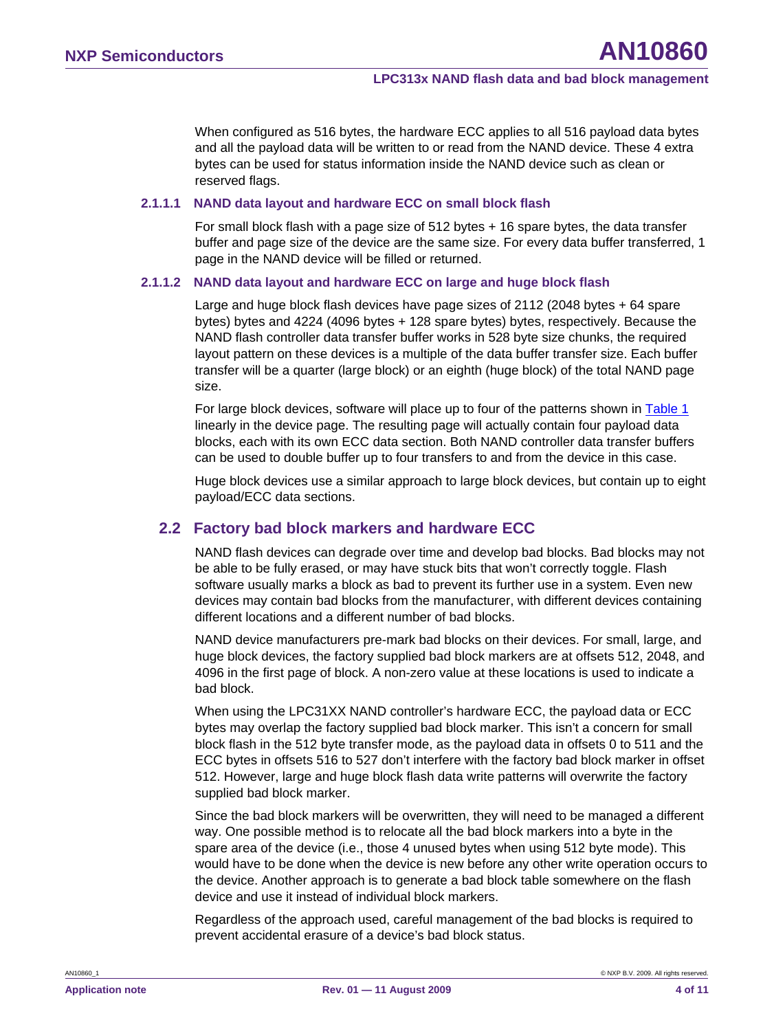When configured as 516 bytes, the hardware ECC applies to all 516 payload data bytes and all the payload data will be written to or read from the NAND device. These 4 extra bytes can be used for status information inside the NAND device such as clean or reserved flags.

#### 2.1.1.1 NAND data layout and hardware ECC on small block flash

For small block flash with a page size of 512 bytes + 16 spare bytes, the data transfer buffer and page size of the device are the same size. For every data buffer transferred, 1 page in the NAND device will be filled or returned.

#### 2.1.1.2 NAND data layout and hardware ECC on large and huge block flash

Large and huge block flash devices have page sizes of 2112 (2048 bytes + 64 spare bytes) bytes and 4224 (4096 bytes + 128 spare bytes) bytes, respectively. Because the NAND flash controller data transfer buffer works in 528 byte size chunks, the required layout pattern on these devices is a multiple of the data buffer transfer size. Each buffer transfer will be a quarter (large block) or an eighth (huge block) of the total NAND page size.

For large block devices, software will place up to four of the patterns shown in Table 1 linearly in the device page. The resulting page will actually contain four payload data blocks, each with its own ECC data section. Both NAND controller data transfer buffers can be used to double buffer up to four transfers to and from the device in this case.

Huge block devices use a similar approach to large block devices, but contain up to eight payload/ECC data sections.

## 2.2 Factory bad block markers and hardware ECC

NAND flash devices can degrade over time and develop bad blocks. Bad blocks may not be able to be fully erased, or may have stuck bits that won't correctly toggle. Flash software usually marks a block as bad to prevent its further use in a system. Even new devices may contain bad blocks from the manufacturer, with different devices containing different locations and a different number of bad blocks.

NAND device manufacturers pre-mark bad blocks on their devices. For small, large, and huge block devices, the factory supplied bad block markers are at offsets 512, 2048, and 4096 in the first page of block. A non-zero value at these locations is used to indicate a bad block.

When using the LPC31XX NAND controller's hardware ECC, the payload data or ECC bytes may overlap the factory supplied bad block marker. This isn't a concern for small block flash in the 512 byte transfer mode, as the payload data in offsets 0 to 511 and the ECC bytes in offsets 516 to 527 don't interfere with the factory bad block marker in offset 512. However, large and huge block flash data write patterns will overwrite the factory supplied bad block marker.

Since the bad block markers will be overwritten, they will need to be managed a different way. One possible method is to relocate all the bad block markers into a byte in the spare area of the device (i.e., those 4 unused bytes when using 512 byte mode). This would have to be done when the device is new before any other write operation occurs to the device. Another approach is to generate a bad block table somewhere on the flash device and use it instead of individual block markers.

Regardless of the approach used, careful management of the bad blocks is required to prevent accidental erasure of a device's bad block status.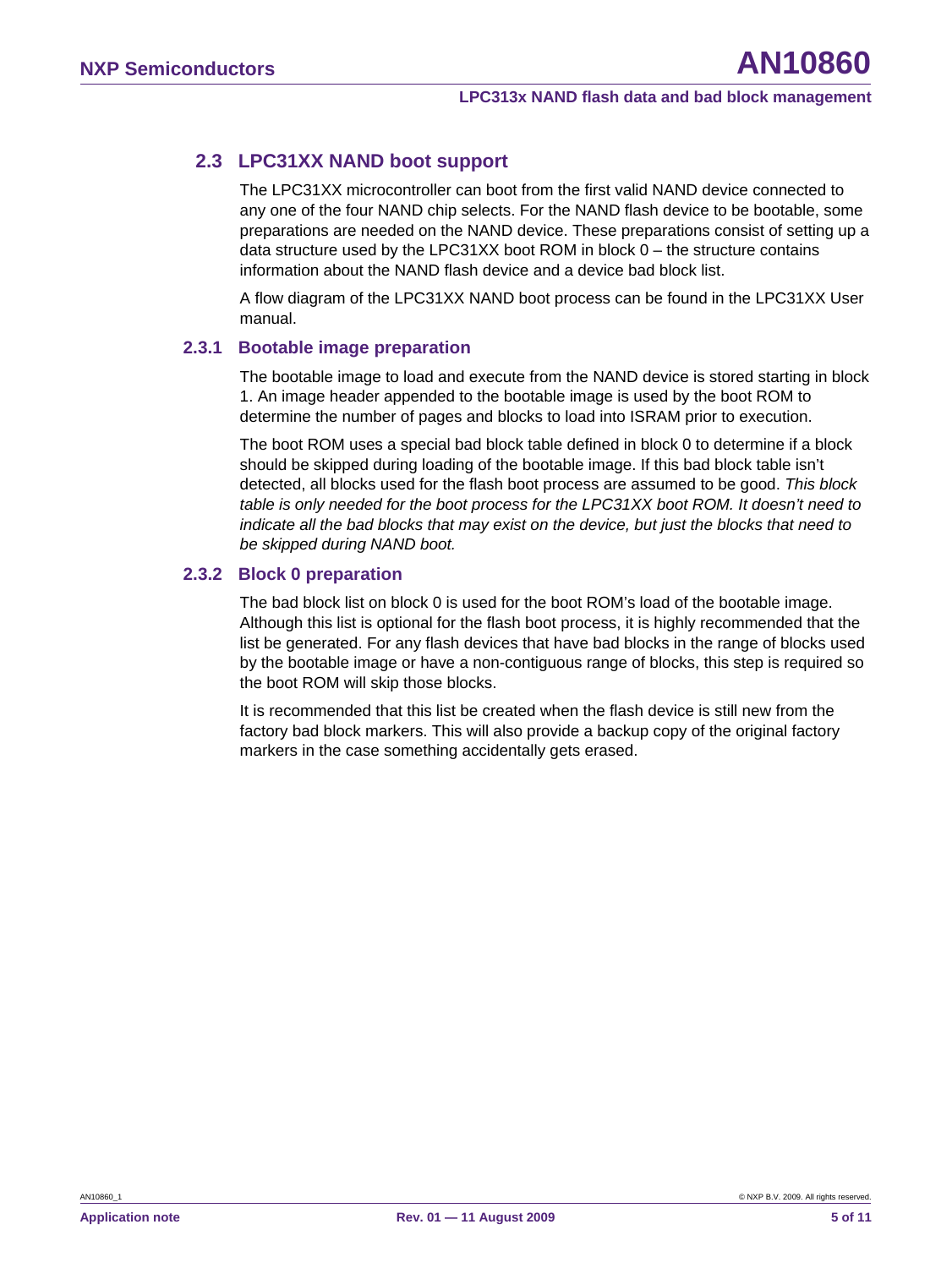## 2.3 LPC31XX NAND boot support

The LPC31XX microcontroller can boot from the first valid NAND device connected to any one of the four NAND chip selects. For the NAND flash device to be bootable, some preparations are needed on the NAND device. These preparations consist of setting up a data structure used by the LPC31XX boot ROM in block 0 – the structure contains information about the NAND flash device and a device bad block list.

A flow diagram of the LPC31XX NAND boot process can be found in the LPC31XX User manual.

### 2.3.1 Bootable image preparation

The bootable image to load and execute from the NAND device is stored starting in block 1. An image header appended to the bootable image is used by the boot ROM to determine the number of pages and blocks to load into ISRAM prior to execution.

The boot ROM uses a special bad block table defined in block 0 to determine if a block should be skipped during loading of the bootable image. If this bad block table isn't detected, all blocks used for the flash boot process are assumed to be good. *This block table is only needed for the boot process for the LPC31XX boot ROM. It doesn't need to indicate all the bad blocks that may exist on the device, but just the blocks that need to be skipped during NAND boot.*

### 2.3.2 Block 0 preparation

The bad block list on block 0 is used for the boot ROM's load of the bootable image. Although this list is optional for the flash boot process, it is highly recommended that the list be generated. For any flash devices that have bad blocks in the range of blocks used by the bootable image or have a non-contiguous range of blocks, this step is required so the boot ROM will skip those blocks.

It is recommended that this list be created when the flash device is still new from the factory bad block markers. This will also provide a backup copy of the original factory markers in the case something accidentally gets erased.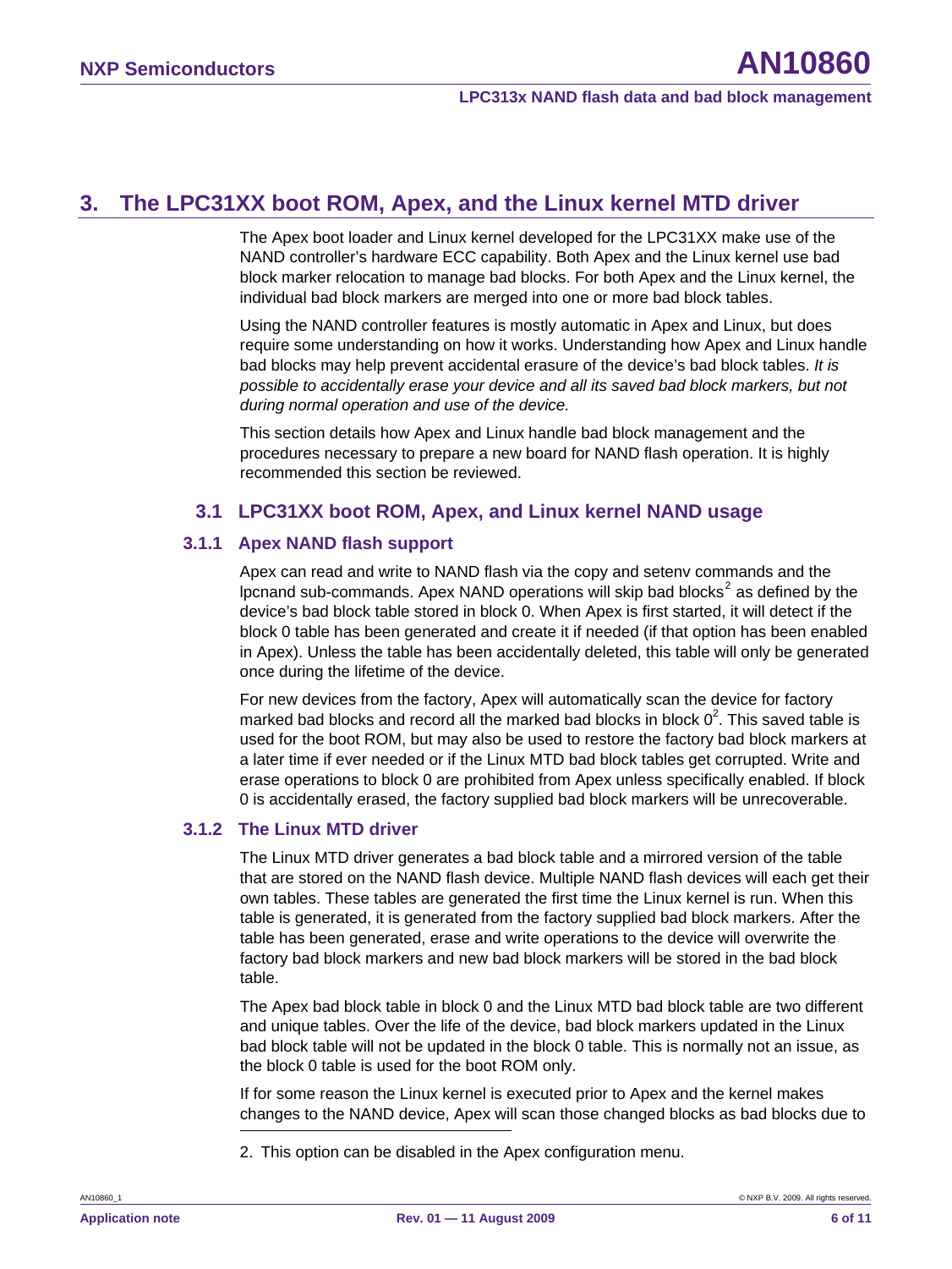# 3. The LPC31XX boot ROM, Apex, and the Linux kernel MTD driver

The Apex boot loader and Linux kernel developed for the LPC31XX make use of the NAND controller's hardware ECC capability. Both Apex and the Linux kernel use bad block marker relocation to manage bad blocks. For both Apex and the Linux kernel, the individual bad block markers are merged into one or more bad block tables.

Using the NAND controller features is mostly automatic in Apex and Linux, but does require some understanding on how it works. Understanding how Apex and Linux handle bad blocks may help prevent accidental erasure of the device's bad block tables. *It is possible to accidentally erase your device and all its saved bad block markers, but not during normal operation and use of the device.*

This section details how Apex and Linux handle bad block management and the procedures necessary to prepare a new board for NAND flash operation. It is highly recommended this section be reviewed.

## 3.1 LPC31XX boot ROM, Apex, and Linux kernel NAND usage

### 3.1.1 Apex NAND flash support

Apex can read and write to NAND flash via the copy and setenv commands and the lpcnand sub-commands. Apex NAND operations will skip bad blocks[2] as defined by the device's bad block table stored in block 0. When Apex is first started, it will detect if the block 0 table has been generated and create it if needed (if that option has been enabled in Apex). Unless the table has been accidentally deleted, this table will only be generated once during the lifetime of the device.

For new devices from the factory, Apex will automatically scan the device for factory marked bad blocks and record all the marked bad blocks in block 0[2]. This saved table is used for the boot ROM, but may also be used to restore the factory bad block markers at a later time if ever needed or if the Linux MTD bad block tables get corrupted. Write and erase operations to block 0 are prohibited from Apex unless specifically enabled. If block 0 is accidentally erased, the factory supplied bad block markers will be unrecoverable.

### 3.1.2 The Linux MTD driver

The Linux MTD driver generates a bad block table and a mirrored version of the table that are stored on the NAND flash device. Multiple NAND flash devices will each get their own tables. These tables are generated the first time the Linux kernel is run. When this table is generated, it is generated from the factory supplied bad block markers. After the table has been generated, erase and write operations to the device will overwrite the factory bad block markers and new bad block markers will be stored in the bad block table.

The Apex bad block table in block 0 and the Linux MTD bad block table are two different and unique tables. Over the life of the device, bad block markers updated in the Linux bad block table will not be updated in the block 0 table. This is normally not an issue, as the block 0 table is used for the boot ROM only.

If for some reason the Linux kernel is executed prior to Apex and the kernel makes changes to the NAND device, Apex will scan those changed blocks as bad blocks due to

2. This option can be disabled in the Apex configuration menu.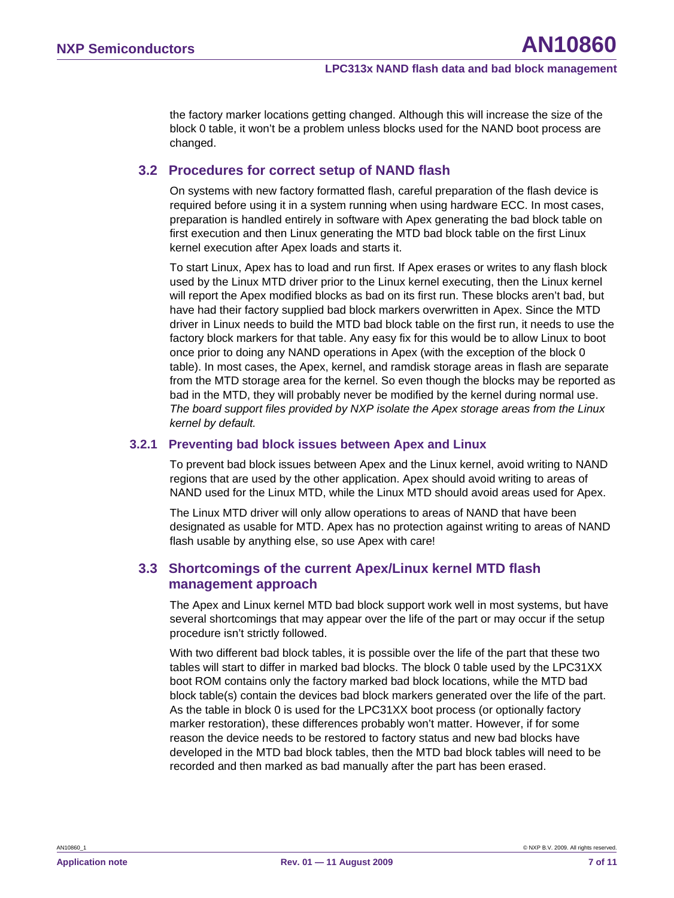the factory marker locations getting changed. Although this will increase the size of the block 0 table, it won't be a problem unless blocks used for the NAND boot process are changed.

## 3.2 Procedures for correct setup of NAND flash

On systems with new factory formatted flash, careful preparation of the flash device is required before using it in a system running when using hardware ECC. In most cases, preparation is handled entirely in software with Apex generating the bad block table on first execution and then Linux generating the MTD bad block table on the first Linux kernel execution after Apex loads and starts it.

To start Linux, Apex has to load and run first. If Apex erases or writes to any flash block used by the Linux MTD driver prior to the Linux kernel executing, then the Linux kernel will report the Apex modified blocks as bad on its first run. These blocks aren't bad, but have had their factory supplied bad block markers overwritten in Apex. Since the MTD driver in Linux needs to build the MTD bad block table on the first run, it needs to use the factory block markers for that table. Any easy fix for this would be to allow Linux to boot once prior to doing any NAND operations in Apex (with the exception of the block 0 table). In most cases, the Apex, kernel, and ramdisk storage areas in flash are separate from the MTD storage area for the kernel. So even though the blocks may be reported as bad in the MTD, they will probably never be modified by the kernel during normal use. *The board support files provided by NXP isolate the Apex storage areas from the Linux kernel by default.*

### 3.2.1 Preventing bad block issues between Apex and Linux

To prevent bad block issues between Apex and the Linux kernel, avoid writing to NAND regions that are used by the other application. Apex should avoid writing to areas of NAND used for the Linux MTD, while the Linux MTD should avoid areas used for Apex.

The Linux MTD driver will only allow operations to areas of NAND that have been designated as usable for MTD. Apex has no protection against writing to areas of NAND flash usable by anything else, so use Apex with care!

## 3.3 Shortcomings of the current Apex/Linux kernel MTD flash management approach

The Apex and Linux kernel MTD bad block support work well in most systems, but have several shortcomings that may appear over the life of the part or may occur if the setup procedure isn't strictly followed.

With two different bad block tables, it is possible over the life of the part that these two tables will start to differ in marked bad blocks. The block 0 table used by the LPC31XX boot ROM contains only the factory marked bad block locations, while the MTD bad block table(s) contain the devices bad block markers generated over the life of the part. As the table in block 0 is used for the LPC31XX boot process (or optionally factory marker restoration), these differences probably won't matter. However, if for some reason the device needs to be restored to factory status and new bad blocks have developed in the MTD bad block tables, then the MTD bad block tables will need to be recorded and then marked as bad manually after the part has been erased.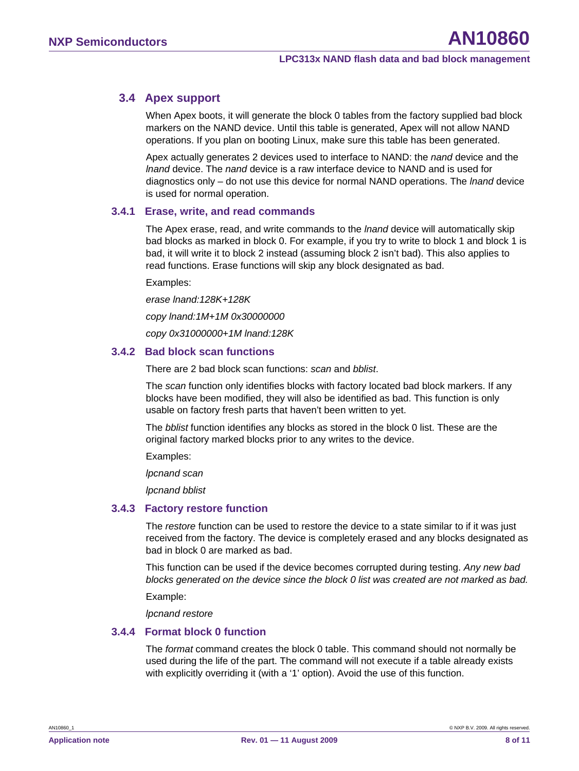## 3.4 Apex support

When Apex boots, it will generate the block 0 tables from the factory supplied bad block markers on the NAND device. Until this table is generated, Apex will not allow NAND operations. If you plan on booting Linux, make sure this table has been generated.

Apex actually generates 2 devices used to interface to NAND: the *nand* device and the *lnand* device. The *nand* device is a raw interface device to NAND and is used for diagnostics only – do not use this device for normal NAND operations. The *lnand* device is used for normal operation.

### 3.4.1 Erase, write, and read commands

The Apex erase, read, and write commands to the *lnand* device will automatically skip bad blocks as marked in block 0. For example, if you try to write to block 1 and block 1 is bad, it will write it to block 2 instead (assuming block 2 isn't bad). This also applies to read functions. Erase functions will skip any block designated as bad.

Examples:

*erase lnand:128K+128K*

*copy lnand:1M+1M 0x30000000*

*copy 0x31000000+1M lnand:128K*

### 3.4.2 Bad block scan functions

There are 2 bad block scan functions: *scan* and *bblist*.

The *scan* function only identifies blocks with factory located bad block markers. If any blocks have been modified, they will also be identified as bad. This function is only usable on factory fresh parts that haven't been written to yet.

The *bblist* function identifies any blocks as stored in the block 0 list. These are the original factory marked blocks prior to any writes to the device.

Examples:

*lpcnand scan*

*lpcnand bblist*

### 3.4.3 Factory restore function

The *restore* function can be used to restore the device to a state similar to if it was just received from the factory. The device is completely erased and any blocks designated as bad in block 0 are marked as bad.

This function can be used if the device becomes corrupted during testing. *Any new bad blocks generated on the device since the block 0 list was created are not marked as bad.*

Example:

*lpcnand restore*

### 3.4.4 Format block 0 function

The *format* command creates the block 0 table. This command should not normally be used during the life of the part. The command will not execute if a table already exists with explicitly overriding it (with a '1' option). Avoid the use of this function.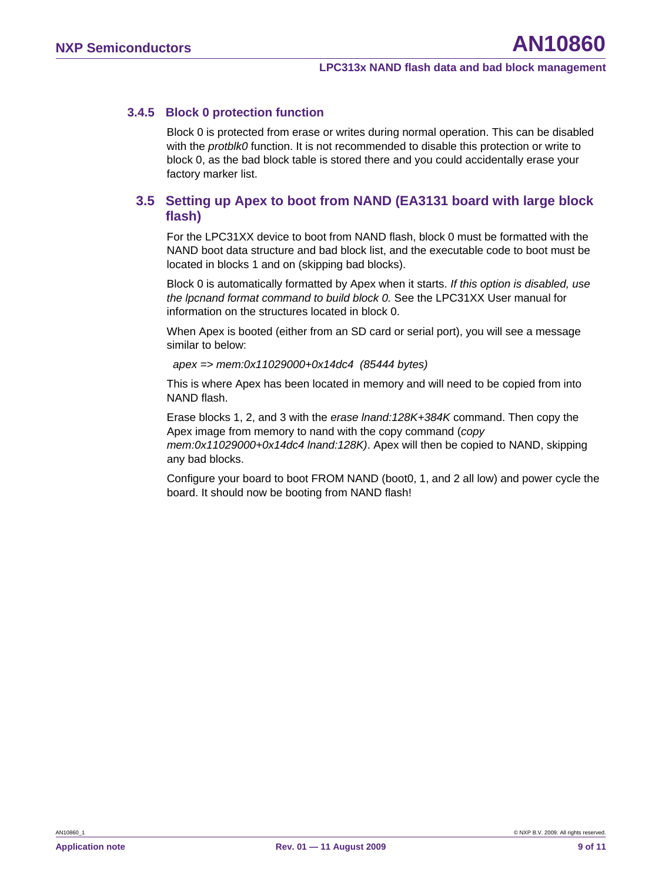### 3.4.5 Block 0 protection function

Block 0 is protected from erase or writes during normal operation. This can be disabled with the *protblk0* function. It is not recommended to disable this protection or write to block 0, as the bad block table is stored there and you could accidentally erase your factory marker list.

## 3.5 Setting up Apex to boot from NAND (EA3131 board with large block flash)

For the LPC31XX device to boot from NAND flash, block 0 must be formatted with the NAND boot data structure and bad block list, and the executable code to boot must be located in blocks 1 and on (skipping bad blocks).

Block 0 is automatically formatted by Apex when it starts. *If this option is disabled, use the lpcnand format command to build block 0.* See the LPC31XX User manual for information on the structures located in block 0.

When Apex is booted (either from an SD card or serial port), you will see a message similar to below:

*apex => mem:0x11029000+0x14dc4  (85444 bytes)*

This is where Apex has been located in memory and will need to be copied from into NAND flash.

Erase blocks 1, 2, and 3 with the *erase lnand:128K+384K* command. Then copy the Apex image from memory to nand with the copy command (*copy mem:0x11029000+0x14dc4 lnand:128K)*. Apex will then be copied to NAND, skipping any bad blocks.

Configure your board to boot FROM NAND (boot0, 1, and 2 all low) and power cycle the board. It should now be booting from NAND flash!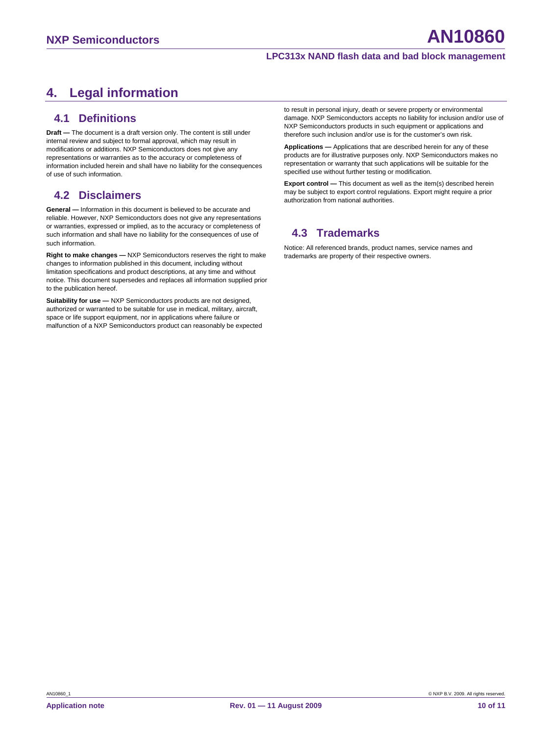# 4. Legal information

## 4.1 Definitions

**Draft —** The document is a draft version only. The content is still under internal review and subject to formal approval, which may result in modifications or additions. NXP Semiconductors does not give any representations or warranties as to the accuracy or completeness of information included herein and shall have no liability for the consequences of use of such information.

## 4.2 Disclaimers

**General —** Information in this document is believed to be accurate and reliable. However, NXP Semiconductors does not give any representations or warranties, expressed or implied, as to the accuracy or completeness of such information and shall have no liability for the consequences of use of such information.

**Right to make changes —** NXP Semiconductors reserves the right to make changes to information published in this document, including without limitation specifications and product descriptions, at any time and without notice. This document supersedes and replaces all information supplied prior to the publication hereof.

**Suitability for use —** NXP Semiconductors products are not designed, authorized or warranted to be suitable for use in medical, military, aircraft, space or life support equipment, nor in applications where failure or malfunction of a NXP Semiconductors product can reasonably be expected to result in personal injury, death or severe property or environmental damage. NXP Semiconductors accepts no liability for inclusion and/or use of NXP Semiconductors products in such equipment or applications and therefore such inclusion and/or use is for the customer's own risk.

**Applications —** Applications that are described herein for any of these products are for illustrative purposes only. NXP Semiconductors makes no representation or warranty that such applications will be suitable for the specified use without further testing or modification.

**Export control —** This document as well as the item(s) described herein may be subject to export control regulations. Export might require a prior authorization from national authorities.

## 4.3 Trademarks

Notice: All referenced brands, product names, service names and trademarks are property of their respective owners.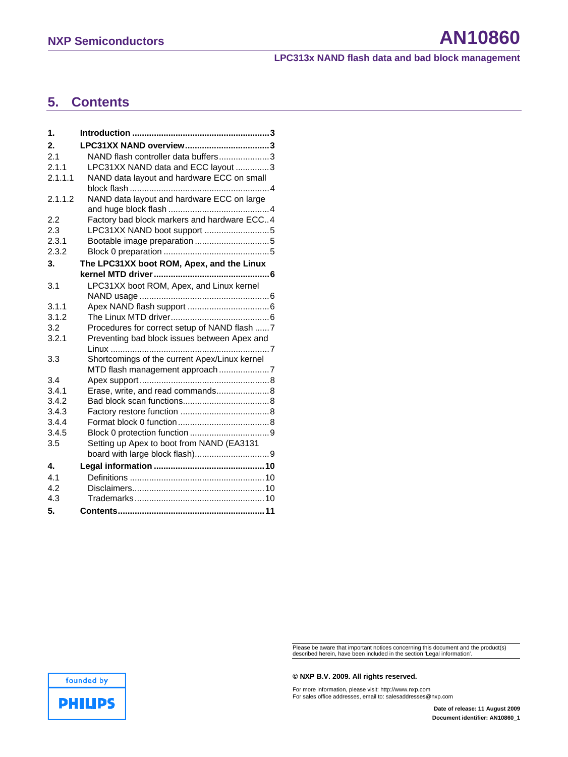## 5. Contents

| | | |
|---|---|---|
| **1.** | **Introduction** | **3** |
| **2.** | **LPC31XX NAND overview** | **3** |
| 2.1 | NAND flash controller data buffers | 3 |
| 2.1.1 | LPC31XX NAND data and ECC layout | 3 |
| 2.1.1.1 | NAND data layout and hardware ECC on small block flash | 4 |
| 2.1.1.2 | NAND data layout and hardware ECC on large and huge block flash | 4 |
| 2.2 | Factory bad block markers and hardware ECC | 4 |
| 2.3 | LPC31XX NAND boot support | 5 |
| 2.3.1 | Bootable image preparation | 5 |
| 2.3.2 | Block 0 preparation | 5 |
| **3.** | **The LPC31XX boot ROM, Apex, and the Linux kernel MTD driver** | **6** |
| 3.1 | LPC31XX boot ROM, Apex, and Linux kernel NAND usage | 6 |
| 3.1.1 | Apex NAND flash support | 6 |
| 3.1.2 | The Linux MTD driver | 6 |
| 3.2 | Procedures for correct setup of NAND flash | 7 |
| 3.2.1 | Preventing bad block issues between Apex and Linux | 7 |
| 3.3 | Shortcomings of the current Apex/Linux kernel MTD flash management approach | 7 |
| 3.4 | Apex support | 8 |
| 3.4.1 | Erase, write, and read commands | 8 |
| 3.4.2 | Bad block scan functions | 8 |
| 3.4.3 | Factory restore function | 8 |
| 3.4.4 | Format block 0 function | 8 |
| 3.4.5 | Block 0 protection function | 9 |
| 3.5 | Setting up Apex to boot from NAND (EA3131 board with large block flash) | 9 |
| **4.** | **Legal information** | **10** |
| 4.1 | Definitions | 10 |
| 4.2 | Disclaimers | 10 |
| 4.3 | Trademarks | 10 |
| **5.** | **Contents** | **11** |

Please be aware that important notices concerning this document and the product(s) described herein, have been included in the section 'Legal information'.

**© NXP B.V. 2009. All rights reserved.**

For more information, please visit: http://www.nxp.com
For sales office addresses, email to: salesaddresses@nxp.com

**Date of release: 11 August 2009**
**Document identifier: AN10860_1**